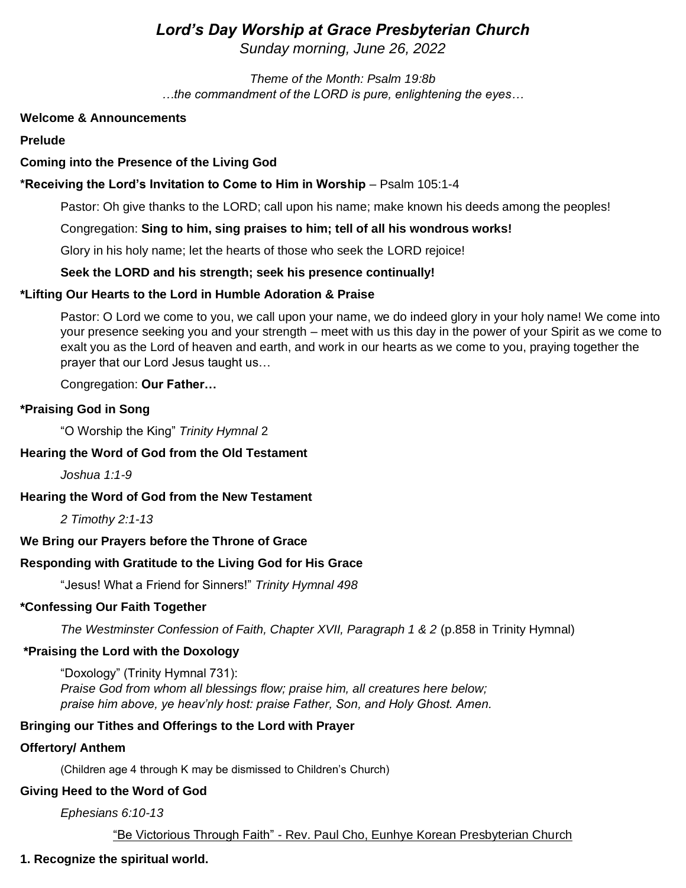# *Lord's Day Worship at Grace Presbyterian Church*

*Sunday morning, June 26, 2022*

*Theme of the Month: Psalm 19:8b*
*…the commandment of the LORD is pure, enlightening the eyes…*

**Welcome & Announcements**

**Prelude**

**Coming into the Presence of the Living God**

**\*Receiving the Lord's Invitation to Come to Him in Worship** – Psalm 105:1-4

Pastor: Oh give thanks to the LORD; call upon his name; make known his deeds among the peoples!

Congregation: **Sing to him, sing praises to him; tell of all his wondrous works!**

Glory in his holy name; let the hearts of those who seek the LORD rejoice!

**Seek the LORD and his strength; seek his presence continually!**

**\*Lifting Our Hearts to the Lord in Humble Adoration & Praise**

Pastor: O Lord we come to you, we call upon your name, we do indeed glory in your holy name! We come into your presence seeking you and your strength – meet with us this day in the power of your Spirit as we come to exalt you as the Lord of heaven and earth, and work in our hearts as we come to you, praying together the prayer that our Lord Jesus taught us…

Congregation: **Our Father…**

**\*Praising God in Song**

"O Worship the King" *Trinity Hymnal* 2

**Hearing the Word of God from the Old Testament**

*Joshua 1:1-9*

**Hearing the Word of God from the New Testament**

*2 Timothy 2:1-13*

**We Bring our Prayers before the Throne of Grace**

**Responding with Gratitude to the Living God for His Grace**

"Jesus! What a Friend for Sinners!" *Trinity Hymnal 498*

**\*Confessing Our Faith Together**

*The Westminster Confession of Faith, Chapter XVII, Paragraph 1 & 2* (p.858 in Trinity Hymnal)

**\*Praising the Lord with the Doxology**

"Doxology" (Trinity Hymnal 731):
*Praise God from whom all blessings flow; praise him, all creatures here below;*
*praise him above, ye heav'nly host: praise Father, Son, and Holy Ghost. Amen.*

**Bringing our Tithes and Offerings to the Lord with Prayer**

**Offertory/ Anthem**

(Children age 4 through K may be dismissed to Children's Church)

**Giving Heed to the Word of God**

*Ephesians 6:10-13*

<u>"Be Victorious Through Faith" - Rev. Paul Cho, Eunhye Korean Presbyterian Church</u>

**1. Recognize the spiritual world.**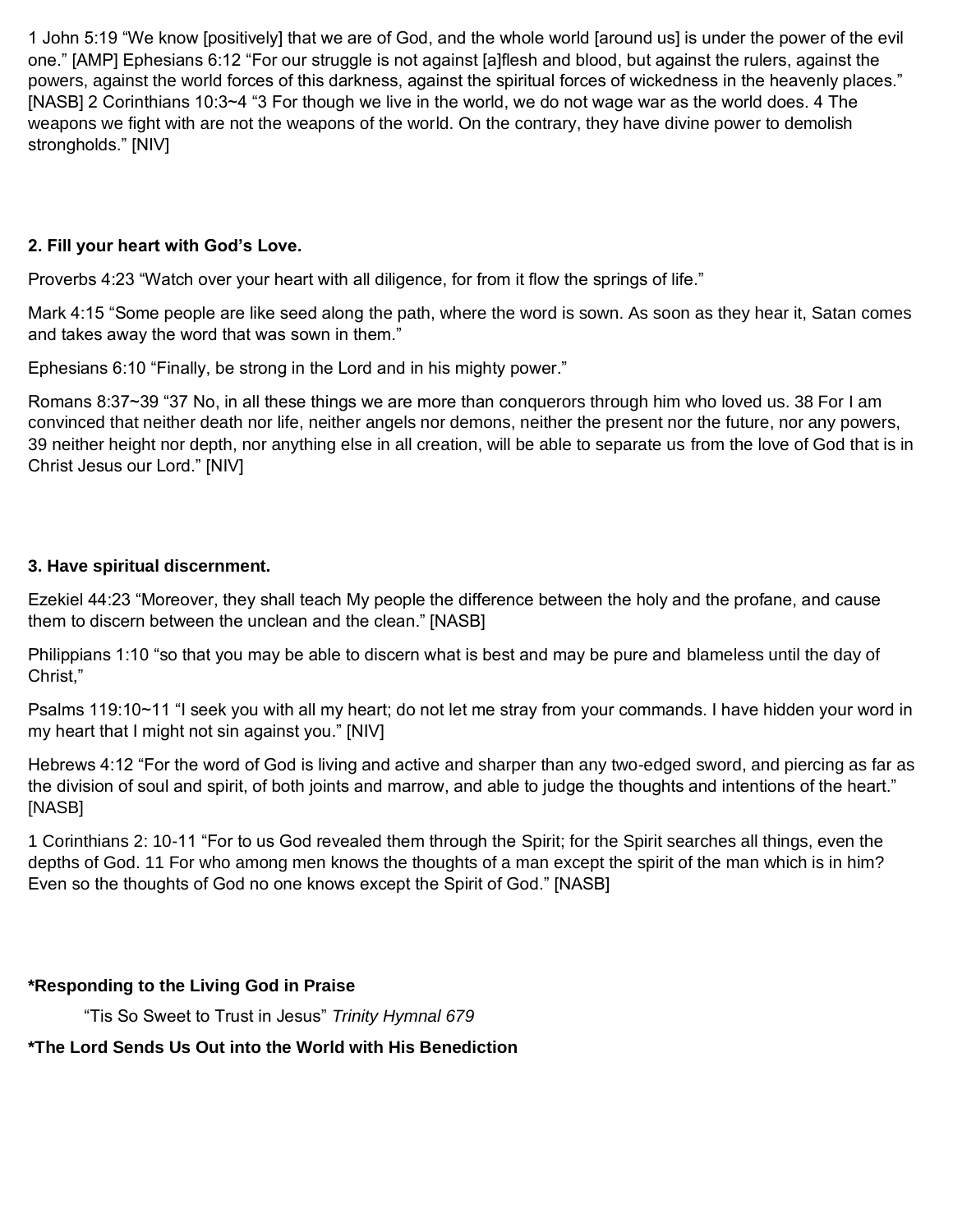1 John 5:19 “We know [positively] that we are of God, and the whole world [around us] is under the power of the evil one.” [AMP] Ephesians 6:12 “For our struggle is not against [a]flesh and blood, but against the rulers, against the powers, against the world forces of this darkness, against the spiritual forces of wickedness in the heavenly places.” [NASB] 2 Corinthians 10:3~4 “3 For though we live in the world, we do not wage war as the world does. 4 The weapons we fight with are not the weapons of the world. On the contrary, they have divine power to demolish strongholds.” [NIV]

**2. Fill your heart with God’s Love.**

Proverbs 4:23 “Watch over your heart with all diligence, for from it flow the springs of life.”

Mark 4:15 “Some people are like seed along the path, where the word is sown. As soon as they hear it, Satan comes and takes away the word that was sown in them.”

Ephesians 6:10 “Finally, be strong in the Lord and in his mighty power.”

Romans 8:37~39 “37 No, in all these things we are more than conquerors through him who loved us. 38 For I am convinced that neither death nor life, neither angels nor demons, neither the present nor the future, nor any powers, 39 neither height nor depth, nor anything else in all creation, will be able to separate us from the love of God that is in Christ Jesus our Lord.” [NIV]

**3. Have spiritual discernment.**

Ezekiel 44:23 “Moreover, they shall teach My people the difference between the holy and the profane, and cause them to discern between the unclean and the clean.” [NASB]

Philippians 1:10 “so that you may be able to discern what is best and may be pure and blameless until the day of Christ,”

Psalms 119:10~11 “I seek you with all my heart; do not let me stray from your commands. I have hidden your word in my heart that I might not sin against you.” [NIV]

Hebrews 4:12 “For the word of God is living and active and sharper than any two-edged sword, and piercing as far as the division of soul and spirit, of both joints and marrow, and able to judge the thoughts and intentions of the heart.” [NASB]

1 Corinthians 2: 10-11 “For to us God revealed them through the Spirit; for the Spirit searches all things, even the depths of God. 11 For who among men knows the thoughts of a man except the spirit of the man which is in him? Even so the thoughts of God no one knows except the Spirit of God.” [NASB]

**\*Responding to the Living God in Praise**

“Tis So Sweet to Trust in Jesus” *Trinity Hymnal 679*

**\*The Lord Sends Us Out into the World with His Benediction**